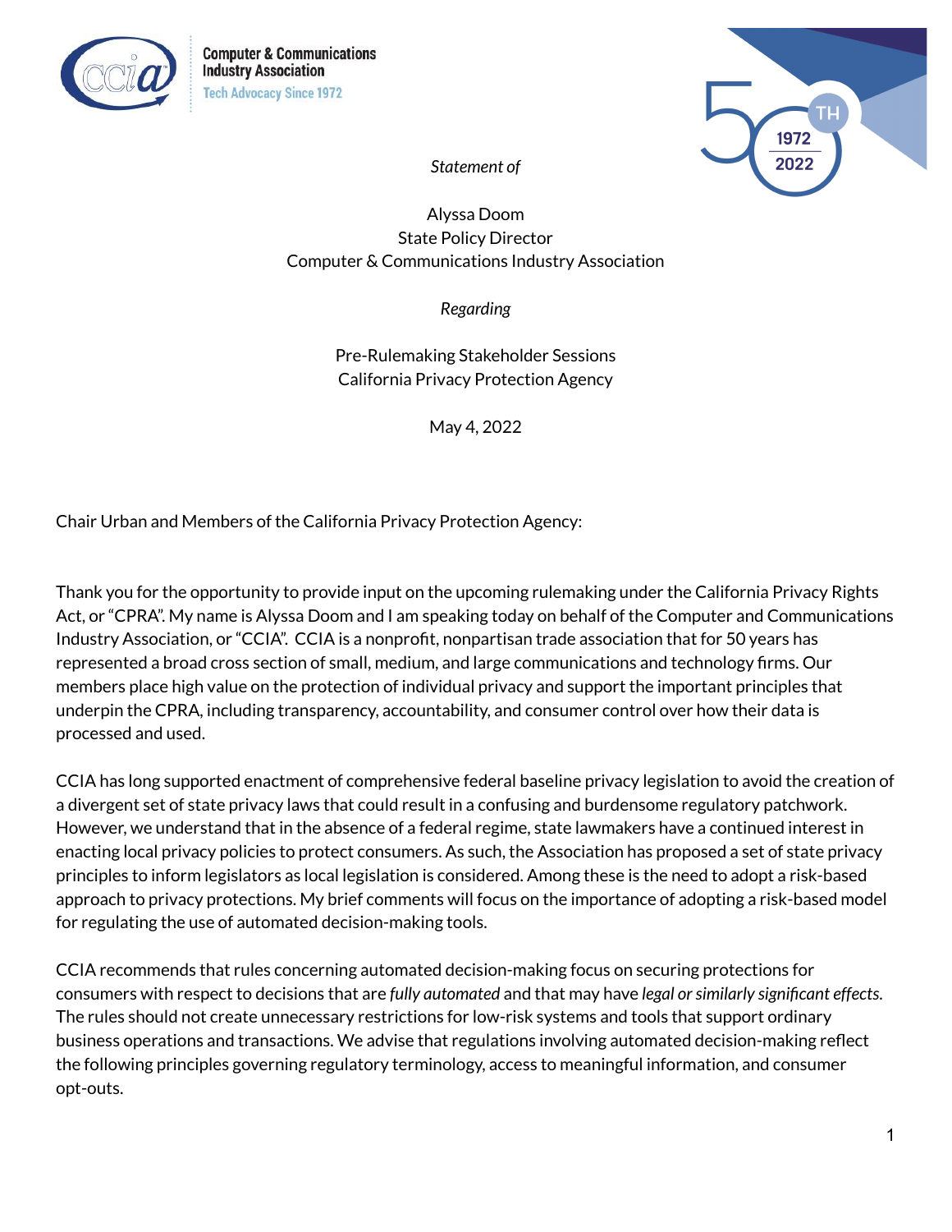Computer & Communications Industry Association
Tech Advocacy Since 1972

*Statement of*

Alyssa Doom
State Policy Director
Computer & Communications Industry Association

*Regarding*

Pre-Rulemaking Stakeholder Sessions
California Privacy Protection Agency

May 4, 2022

Chair Urban and Members of the California Privacy Protection Agency:

Thank you for the opportunity to provide input on the upcoming rulemaking under the California Privacy Rights Act, or "CPRA". My name is Alyssa Doom and I am speaking today on behalf of the Computer and Communications Industry Association, or "CCIA". CCIA is a nonprofit, nonpartisan trade association that for 50 years has represented a broad cross section of small, medium, and large communications and technology firms. Our members place high value on the protection of individual privacy and support the important principles that underpin the CPRA, including transparency, accountability, and consumer control over how their data is processed and used.

CCIA has long supported enactment of comprehensive federal baseline privacy legislation to avoid the creation of a divergent set of state privacy laws that could result in a confusing and burdensome regulatory patchwork. However, we understand that in the absence of a federal regime, state lawmakers have a continued interest in enacting local privacy policies to protect consumers. As such, the Association has proposed a set of state privacy principles to inform legislators as local legislation is considered. Among these is the need to adopt a risk-based approach to privacy protections. My brief comments will focus on the importance of adopting a risk-based model for regulating the use of automated decision-making tools.

CCIA recommends that rules concerning automated decision-making focus on securing protections for consumers with respect to decisions that are *fully automated* and that may have *legal or similarly significant effects.* The rules should not create unnecessary restrictions for low-risk systems and tools that support ordinary business operations and transactions. We advise that regulations involving automated decision-making reflect the following principles governing regulatory terminology, access to meaningful information, and consumer opt-outs.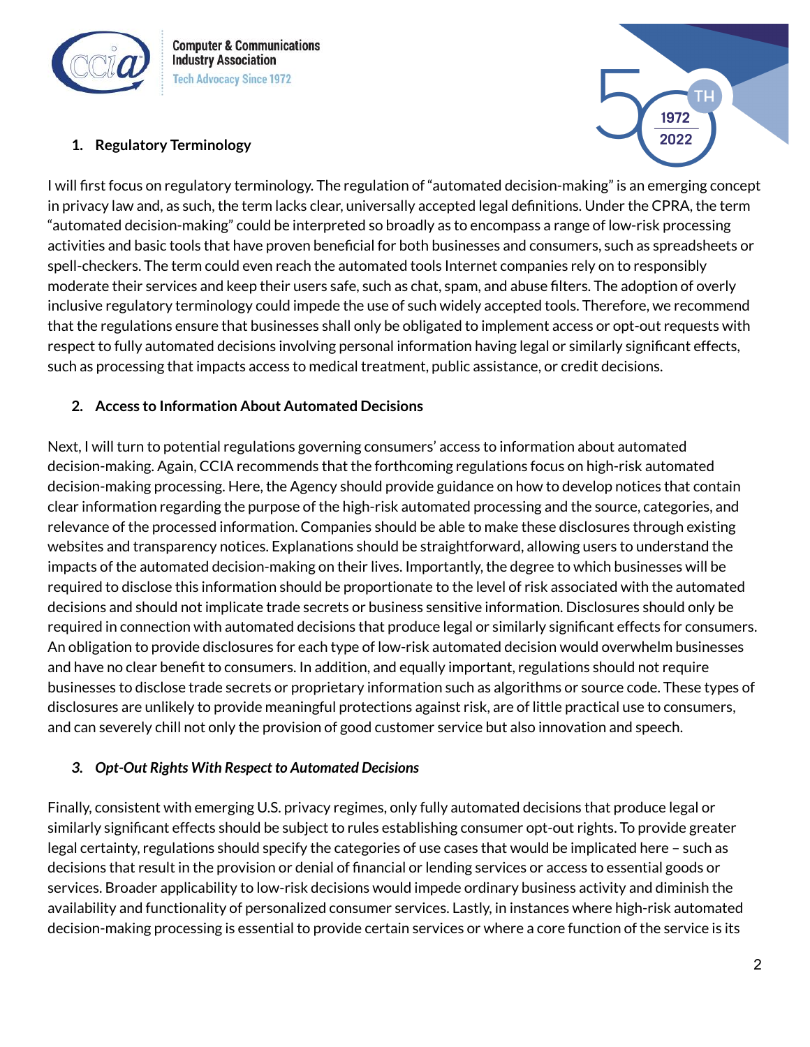## 1. Regulatory Terminology

I will first focus on regulatory terminology. The regulation of "automated decision-making" is an emerging concept in privacy law and, as such, the term lacks clear, universally accepted legal definitions. Under the CPRA, the term "automated decision-making" could be interpreted so broadly as to encompass a range of low-risk processing activities and basic tools that have proven beneficial for both businesses and consumers, such as spreadsheets or spell-checkers. The term could even reach the automated tools Internet companies rely on to responsibly moderate their services and keep their users safe, such as chat, spam, and abuse filters. The adoption of overly inclusive regulatory terminology could impede the use of such widely accepted tools. Therefore, we recommend that the regulations ensure that businesses shall only be obligated to implement access or opt-out requests with respect to fully automated decisions involving personal information having legal or similarly significant effects, such as processing that impacts access to medical treatment, public assistance, or credit decisions.

## 2. Access to Information About Automated Decisions

Next, I will turn to potential regulations governing consumers' access to information about automated decision-making. Again, CCIA recommends that the forthcoming regulations focus on high-risk automated decision-making processing. Here, the Agency should provide guidance on how to develop notices that contain clear information regarding the purpose of the high-risk automated processing and the source, categories, and relevance of the processed information. Companies should be able to make these disclosures through existing websites and transparency notices. Explanations should be straightforward, allowing users to understand the impacts of the automated decision-making on their lives. Importantly, the degree to which businesses will be required to disclose this information should be proportionate to the level of risk associated with the automated decisions and should not implicate trade secrets or business sensitive information. Disclosures should only be required in connection with automated decisions that produce legal or similarly significant effects for consumers. An obligation to provide disclosures for each type of low-risk automated decision would overwhelm businesses and have no clear benefit to consumers. In addition, and equally important, regulations should not require businesses to disclose trade secrets or proprietary information such as algorithms or source code. These types of disclosures are unlikely to provide meaningful protections against risk, are of little practical use to consumers, and can severely chill not only the provision of good customer service but also innovation and speech.

## *3. Opt-Out Rights With Respect to Automated Decisions*

Finally, consistent with emerging U.S. privacy regimes, only fully automated decisions that produce legal or similarly significant effects should be subject to rules establishing consumer opt-out rights. To provide greater legal certainty, regulations should specify the categories of use cases that would be implicated here – such as decisions that result in the provision or denial of financial or lending services or access to essential goods or services. Broader applicability to low-risk decisions would impede ordinary business activity and diminish the availability and functionality of personalized consumer services. Lastly, in instances where high-risk automated decision-making processing is essential to provide certain services or where a core function of the service is its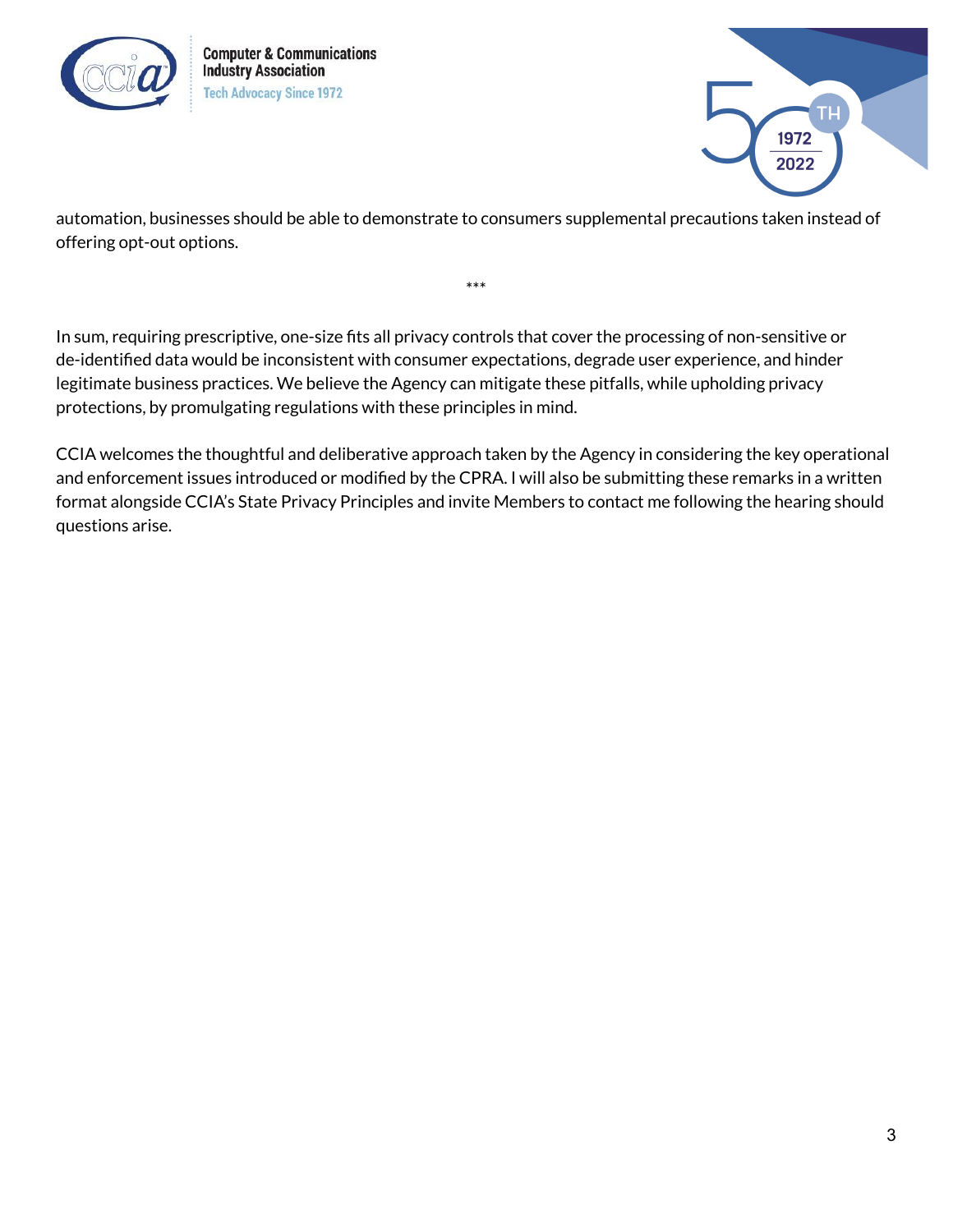automation, businesses should be able to demonstrate to consumers supplemental precautions taken instead of offering opt-out options.

***

In sum, requiring prescriptive, one-size fits all privacy controls that cover the processing of non-sensitive or de-identified data would be inconsistent with consumer expectations, degrade user experience, and hinder legitimate business practices. We believe the Agency can mitigate these pitfalls, while upholding privacy protections, by promulgating regulations with these principles in mind.

CCIA welcomes the thoughtful and deliberative approach taken by the Agency in considering the key operational and enforcement issues introduced or modified by the CPRA. I will also be submitting these remarks in a written format alongside CCIA's State Privacy Principles and invite Members to contact me following the hearing should questions arise.